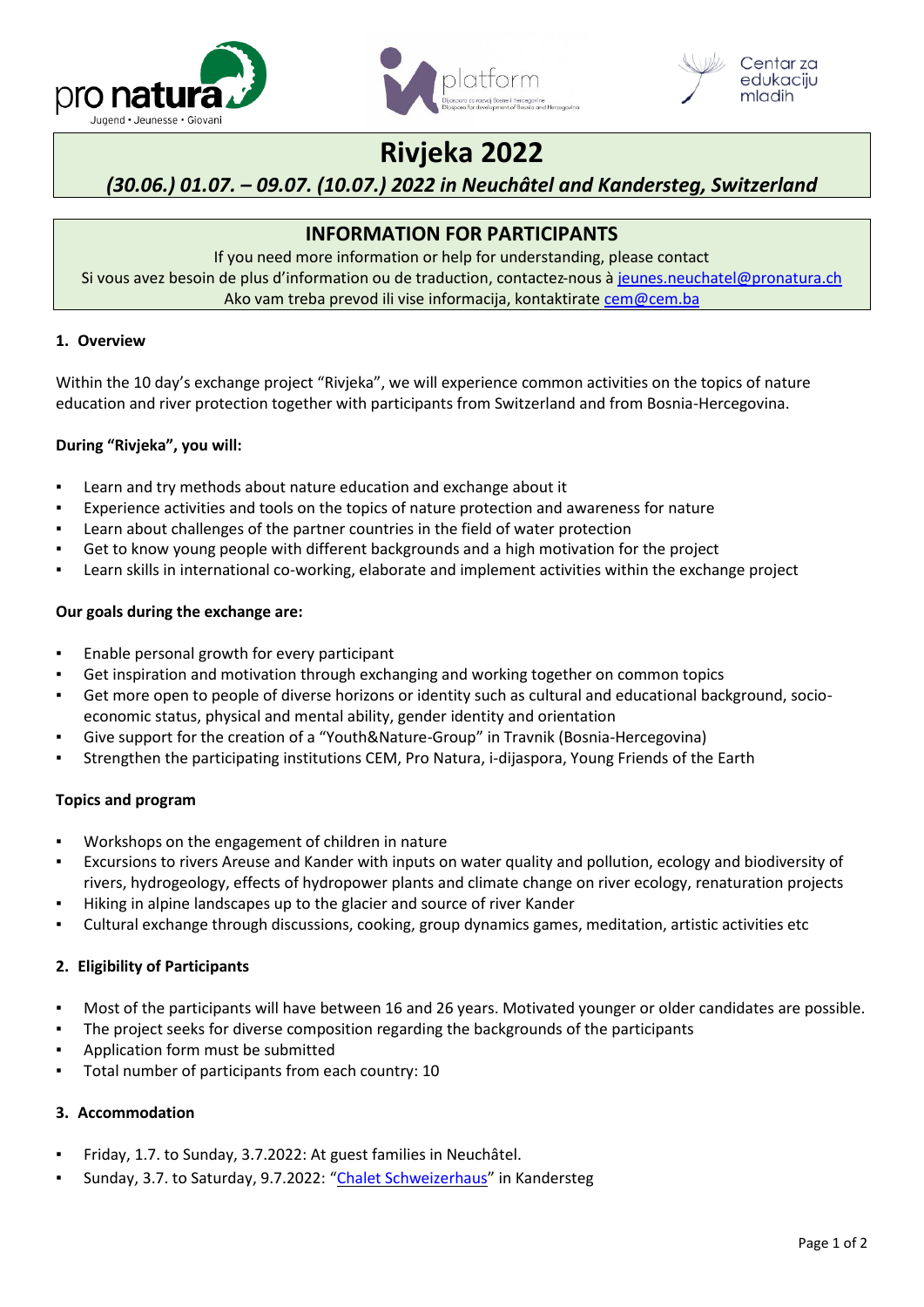pro natura
Jugend • Jeunesse • Giovani

platform
Dijaspora za razvoj Bosne i Hercegovine
Diaspora for development of Bosnia and Herzegovina

Centar za edukaciju mladih

# Rivjeka 2022

## *(30.06.) 01.07. – 09.07. (10.07.) 2022 in Neuchâtel and Kandersteg, Switzerland*

## INFORMATION FOR PARTICIPANTS

If you need more information or help for understanding, please contact
Si vous avez besoin de plus d'information ou de traduction, contactez-nous à jeunes.neuchatel@pronatura.ch
Ako vam treba prevod ili vise informacija, kontaktirate cem@cem.ba

### 1. Overview

Within the 10 day's exchange project "Rivjeka", we will experience common activities on the topics of nature education and river protection together with participants from Switzerland and from Bosnia-Hercegovina.

**During "Rivjeka", you will:**

- Learn and try methods about nature education and exchange about it
- Experience activities and tools on the topics of nature protection and awareness for nature
- Learn about challenges of the partner countries in the field of water protection
- Get to know young people with different backgrounds and a high motivation for the project
- Learn skills in international co-working, elaborate and implement activities within the exchange project

**Our goals during the exchange are:**

- Enable personal growth for every participant
- Get inspiration and motivation through exchanging and working together on common topics
- Get more open to people of diverse horizons or identity such as cultural and educational background, socio-economic status, physical and mental ability, gender identity and orientation
- Give support for the creation of a "Youth&Nature-Group" in Travnik (Bosnia-Hercegovina)
- Strengthen the participating institutions CEM, Pro Natura, i-dijaspora, Young Friends of the Earth

**Topics and program**

- Workshops on the engagement of children in nature
- Excursions to rivers Areuse and Kander with inputs on water quality and pollution, ecology and biodiversity of rivers, hydrogeology, effects of hydropower plants and climate change on river ecology, renaturation projects
- Hiking in alpine landscapes up to the glacier and source of river Kander
- Cultural exchange through discussions, cooking, group dynamics games, meditation, artistic activities etc

### 2. Eligibility of Participants

- Most of the participants will have between 16 and 26 years. Motivated younger or older candidates are possible.
- The project seeks for diverse composition regarding the backgrounds of the participants
- Application form must be submitted
- Total number of participants from each country: 10

### 3. Accommodation

- Friday, 1.7. to Sunday, 3.7.2022: At guest families in Neuchâtel.
- Sunday, 3.7. to Saturday, 9.7.2022: "Chalet Schweizerhaus" in Kandersteg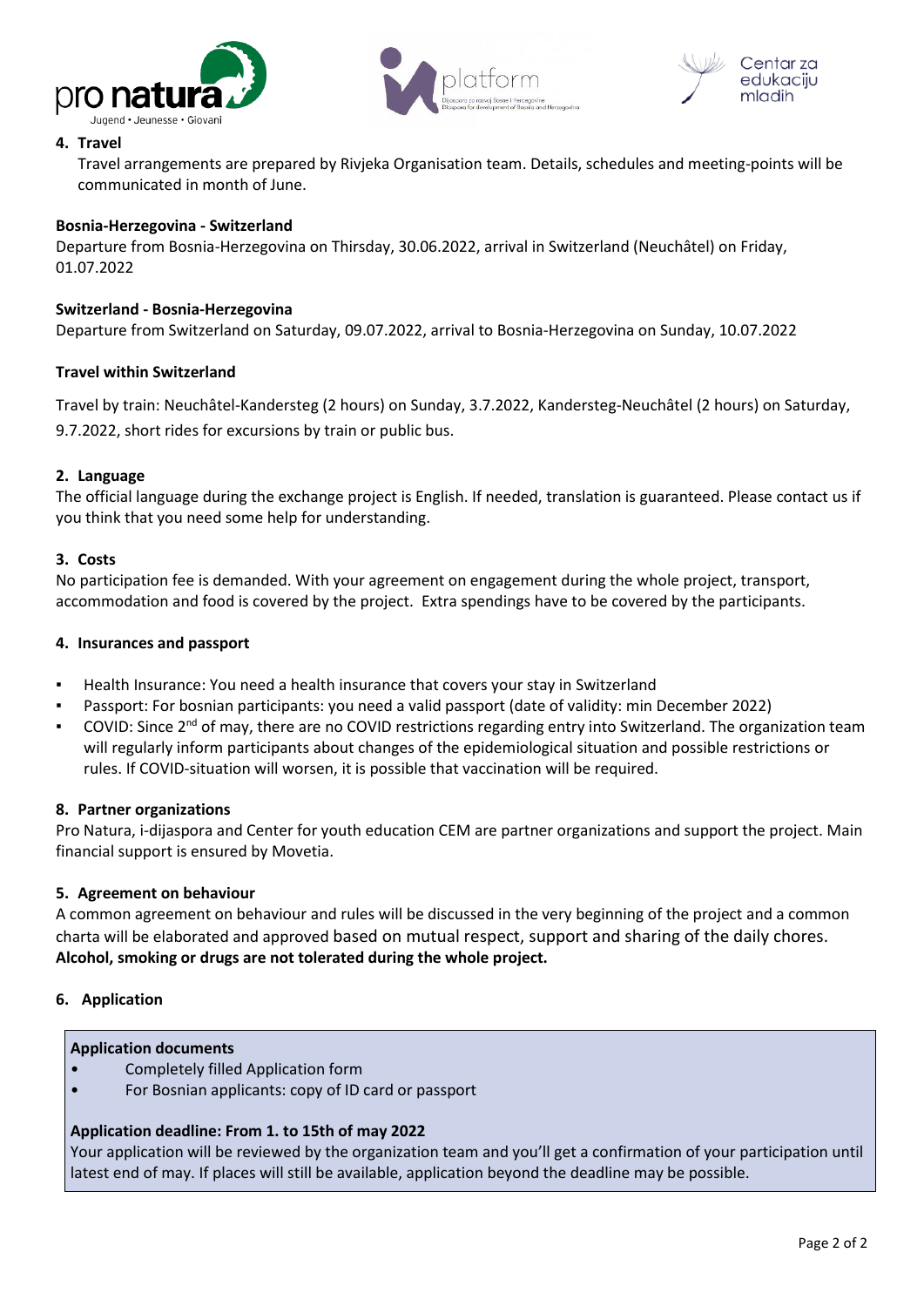## 4. Travel

Travel arrangements are prepared by Rivjeka Organisation team. Details, schedules and meeting-points will be communicated in month of June.

**Bosnia-Herzegovina - Switzerland**

Departure from Bosnia-Herzegovina on Thirsday, 30.06.2022, arrival in Switzerland (Neuchâtel) on Friday, 01.07.2022

**Switzerland - Bosnia-Herzegovina**

Departure from Switzerland on Saturday, 09.07.2022, arrival to Bosnia-Herzegovina on Sunday, 10.07.2022

**Travel within Switzerland**

Travel by train: Neuchâtel-Kandersteg (2 hours) on Sunday, 3.7.2022, Kandersteg-Neuchâtel (2 hours) on Saturday, 9.7.2022, short rides for excursions by train or public bus.

## 2. Language

The official language during the exchange project is English. If needed, translation is guaranteed. Please contact us if you think that you need some help for understanding.

## 3. Costs

No participation fee is demanded. With your agreement on engagement during the whole project, transport, accommodation and food is covered by the project. Extra spendings have to be covered by the participants.

## 4. Insurances and passport

- Health Insurance: You need a health insurance that covers your stay in Switzerland
- Passport: For bosnian participants: you need a valid passport (date of validity: min December 2022)
- COVID: Since 2nd of may, there are no COVID restrictions regarding entry into Switzerland. The organization team will regularly inform participants about changes of the epidemiological situation and possible restrictions or rules. If COVID-situation will worsen, it is possible that vaccination will be required.

## 8. Partner organizations

Pro Natura, i-dijaspora and Center for youth education CEM are partner organizations and support the project. Main financial support is ensured by Movetia.

## 5. Agreement on behaviour

A common agreement on behaviour and rules will be discussed in the very beginning of the project and a common charta will be elaborated and approved based on mutual respect, support and sharing of the daily chores. **Alcohol, smoking or drugs are not tolerated during the whole project.**

## 6. Application

**Application documents**

- Completely filled Application form
- For Bosnian applicants: copy of ID card or passport

**Application deadline: From 1. to 15th of may 2022**

Your application will be reviewed by the organization team and you'll get a confirmation of your participation until latest end of may. If places will still be available, application beyond the deadline may be possible.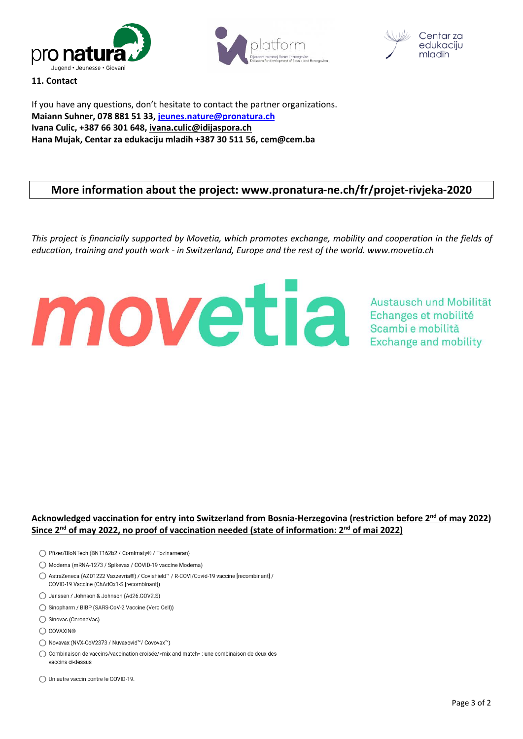**11. Contact**

If you have any questions, don't hesitate to contact the partner organizations.

**Maiann Suhner, 078 881 51 33, jeunes.nature@pronatura.ch**
**Ivana Culic, +387 66 301 648, ivana.culic@idijaspora.ch**
**Hana Mujak, Centar za edukaciju mladih +387 30 511 56, cem@cem.ba**

**More information about the project: www.pronatura-ne.ch/fr/projet-rivjeka-2020**

*This project is financially supported by Movetia, which promotes exchange, mobility and cooperation in the fields of education, training and youth work - in Switzerland, Europe and the rest of the world. www.movetia.ch*

movetia

Austausch und Mobilität
Echanges et mobilité
Scambi e mobilità
Exchange and mobility

**Acknowledged vaccination for entry into Switzerland from Bosnia-Herzegovina (restriction before 2nd of may 2022)**
**Since 2nd of may 2022, no proof of vaccination needed (state of information: 2nd of mai 2022)**

- ◯ Pfizer/BioNTech (BNT162b2 / Comirnaty® / Tozinameran)
- ◯ Moderna (mRNA-1273 / Spikevax / COVID-19 vaccine Moderna)
- ◯ AstraZeneca (AZD1222 Vaxzevria®) / Covishield™ / R-COVI/Covid-19 vaccine [recombinant] / COVID-19 Vaccine (ChAdOx1-S [recombinant])
- ◯ Janssen / Johnson & Johnson (Ad26.COV2.S)
- ◯ Sinopharm / BIBP (SARS-CoV-2 Vaccine (Vero Cell))
- ◯ Sinovac (CoronaVac)
- ◯ COVAXIN®
- ◯ Novavax (NVX-CoV2373 / Nuvaxovid™/ Covovax™)
- ◯ Combinaison de vaccins/vaccination croisée/«mix and match» : une combinaison de deux des vaccins ci-dessus
- ◯ Un autre vaccin contre le COVID-19.